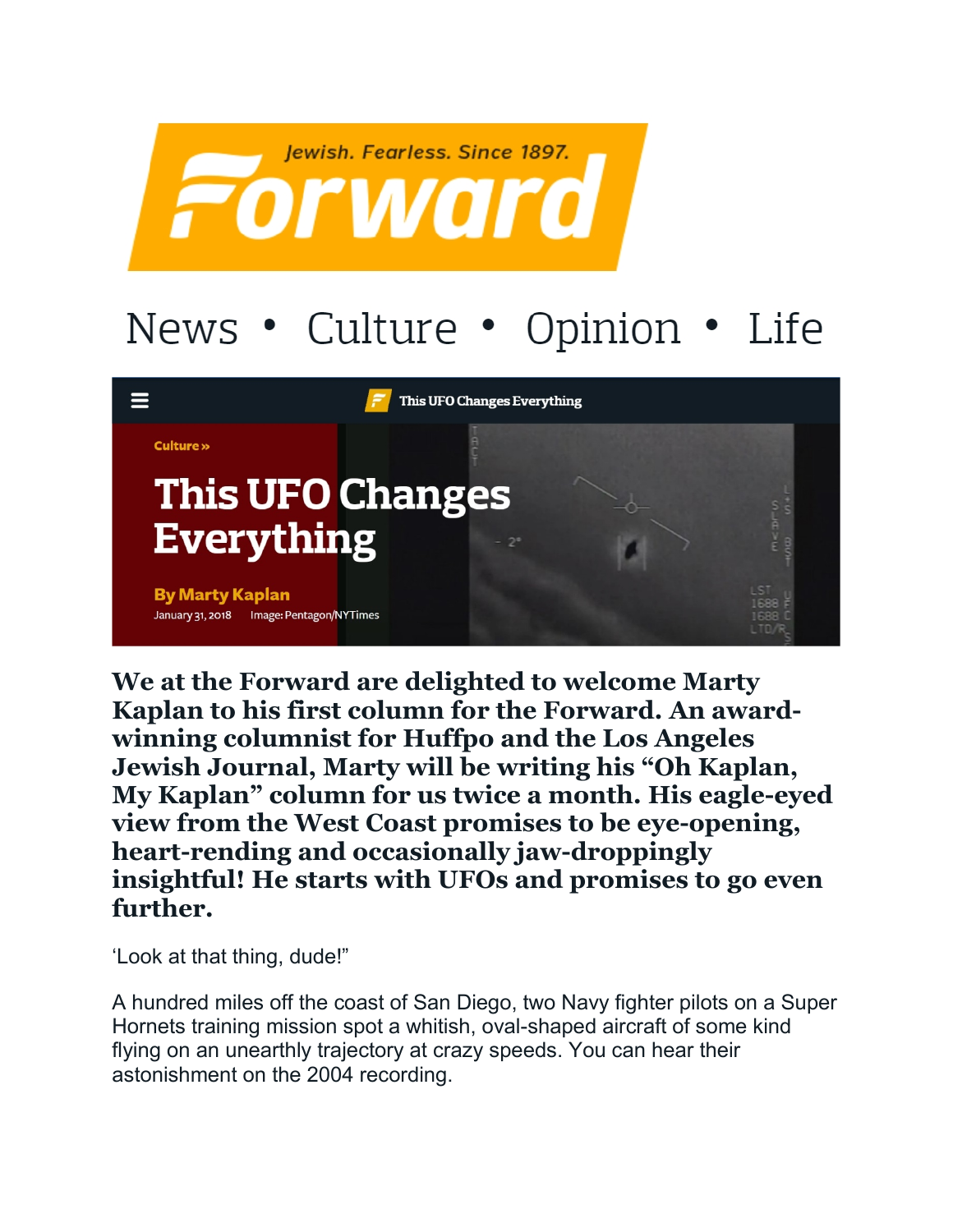Jewish. Fearless. Since 1897.

# Forward

News • Culture • Opinion • Life

This UFO Changes Everything

Culture »

# This UFO Changes Everything

**By Marty Kaplan**

January 31, 2018 Image: Pentagon/NYTimes

**We at the Forward are delighted to welcome Marty Kaplan to his first column for the Forward. An award-winning columnist for Huffpo and the Los Angeles Jewish Journal, Marty will be writing his "Oh Kaplan, My Kaplan" column for us twice a month. His eagle-eyed view from the West Coast promises to be eye-opening, heart-rending and occasionally jaw-droppingly insightful! He starts with UFOs and promises to go even further.**

'Look at that thing, dude!"

A hundred miles off the coast of San Diego, two Navy fighter pilots on a Super Hornets training mission spot a whitish, oval-shaped aircraft of some kind flying on an unearthly trajectory at crazy speeds. You can hear their astonishment on the 2004 recording.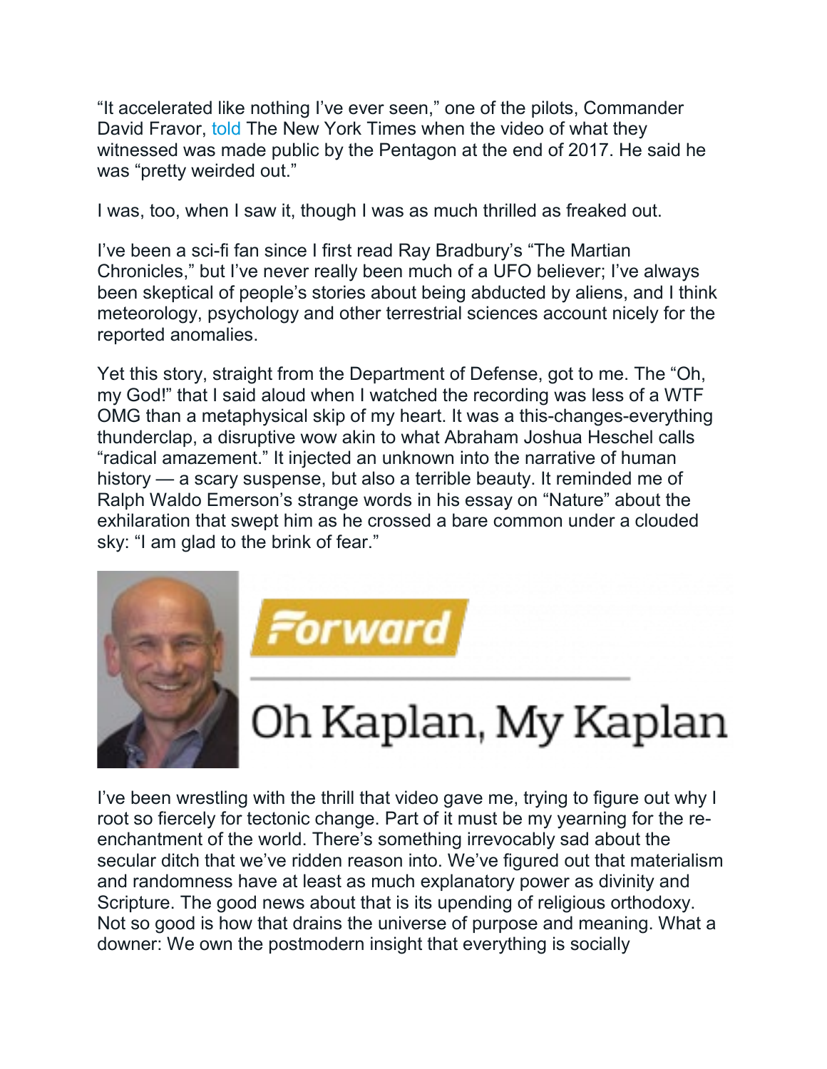"It accelerated like nothing I've ever seen," one of the pilots, Commander David Fravor, told The New York Times when the video of what they witnessed was made public by the Pentagon at the end of 2017. He said he was "pretty weirded out."

I was, too, when I saw it, though I was as much thrilled as freaked out.

I've been a sci-fi fan since I first read Ray Bradbury's "The Martian Chronicles," but I've never really been much of a UFO believer; I've always been skeptical of people's stories about being abducted by aliens, and I think meteorology, psychology and other terrestrial sciences account nicely for the reported anomalies.

Yet this story, straight from the Department of Defense, got to me. The "Oh, my God!" that I said aloud when I watched the recording was less of a WTF OMG than a metaphysical skip of my heart. It was a this-changes-everything thunderclap, a disruptive wow akin to what Abraham Joshua Heschel calls "radical amazement." It injected an unknown into the narrative of human history — a scary suspense, but also a terrible beauty. It reminded me of Ralph Waldo Emerson's strange words in his essay on "Nature" about the exhilaration that swept him as he crossed a bare common under a clouded sky: "I am glad to the brink of fear."

I've been wrestling with the thrill that video gave me, trying to figure out why I root so fiercely for tectonic change. Part of it must be my yearning for the re-enchantment of the world. There's something irrevocably sad about the secular ditch that we've ridden reason into. We've figured out that materialism and randomness have at least as much explanatory power as divinity and Scripture. The good news about that is its upending of religious orthodoxy. Not so good is how that drains the universe of purpose and meaning. What a downer: We own the postmodern insight that everything is socially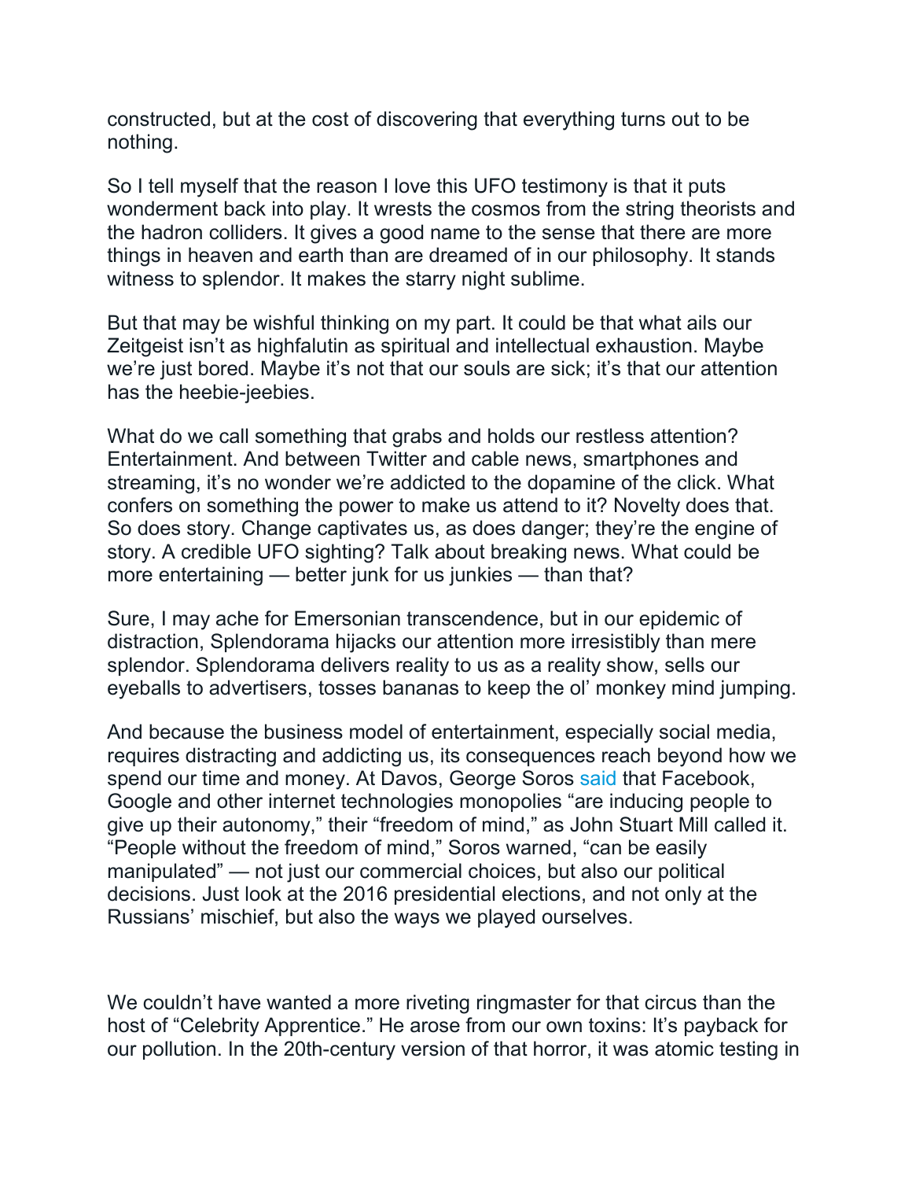constructed, but at the cost of discovering that everything turns out to be nothing.

So I tell myself that the reason I love this UFO testimony is that it puts wonderment back into play. It wrests the cosmos from the string theorists and the hadron colliders. It gives a good name to the sense that there are more things in heaven and earth than are dreamed of in our philosophy. It stands witness to splendor. It makes the starry night sublime.

But that may be wishful thinking on my part. It could be that what ails our Zeitgeist isn't as highfalutin as spiritual and intellectual exhaustion. Maybe we're just bored. Maybe it's not that our souls are sick; it's that our attention has the heebie-jeebies.

What do we call something that grabs and holds our restless attention? Entertainment. And between Twitter and cable news, smartphones and streaming, it's no wonder we're addicted to the dopamine of the click. What confers on something the power to make us attend to it? Novelty does that. So does story. Change captivates us, as does danger; they're the engine of story. A credible UFO sighting? Talk about breaking news. What could be more entertaining — better junk for us junkies — than that?

Sure, I may ache for Emersonian transcendence, but in our epidemic of distraction, Splendorama hijacks our attention more irresistibly than mere splendor. Splendorama delivers reality to us as a reality show, sells our eyeballs to advertisers, tosses bananas to keep the ol' monkey mind jumping.

And because the business model of entertainment, especially social media, requires distracting and addicting us, its consequences reach beyond how we spend our time and money. At Davos, George Soros said that Facebook, Google and other internet technologies monopolies "are inducing people to give up their autonomy," their "freedom of mind," as John Stuart Mill called it. "People without the freedom of mind," Soros warned, "can be easily manipulated" — not just our commercial choices, but also our political decisions. Just look at the 2016 presidential elections, and not only at the Russians' mischief, but also the ways we played ourselves.

We couldn't have wanted a more riveting ringmaster for that circus than the host of "Celebrity Apprentice." He arose from our own toxins: It's payback for our pollution. In the 20th-century version of that horror, it was atomic testing in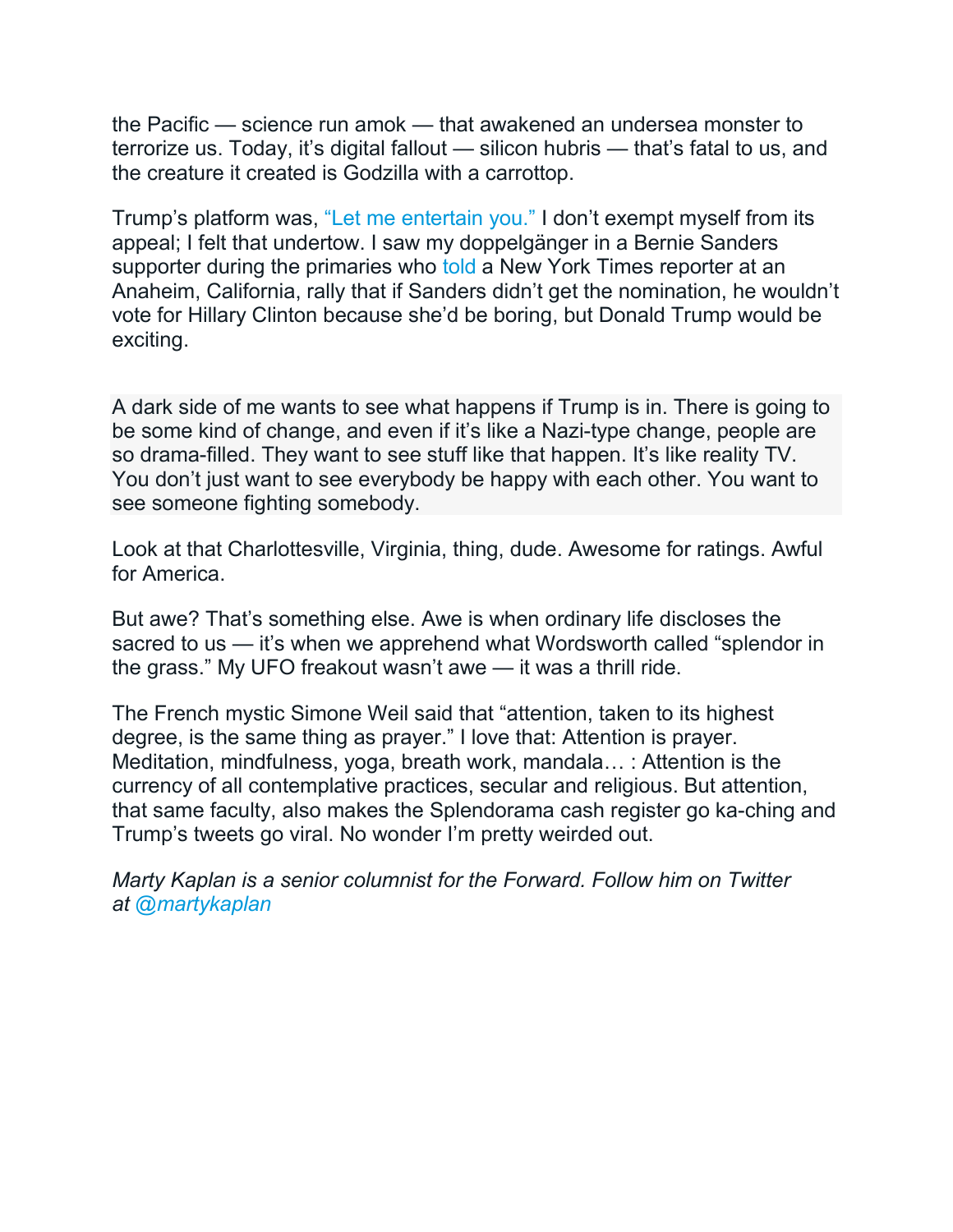the Pacific — science run amok — that awakened an undersea monster to terrorize us. Today, it's digital fallout — silicon hubris — that's fatal to us, and the creature it created is Godzilla with a carrottop.

Trump's platform was, "Let me entertain you." I don't exempt myself from its appeal; I felt that undertow. I saw my doppelgänger in a Bernie Sanders supporter during the primaries who told a New York Times reporter at an Anaheim, California, rally that if Sanders didn't get the nomination, he wouldn't vote for Hillary Clinton because she'd be boring, but Donald Trump would be exciting.

> A dark side of me wants to see what happens if Trump is in. There is going to be some kind of change, and even if it's like a Nazi-type change, people are so drama-filled. They want to see stuff like that happen. It's like reality TV. You don't just want to see everybody be happy with each other. You want to see someone fighting somebody.

Look at that Charlottesville, Virginia, thing, dude. Awesome for ratings. Awful for America.

But awe? That's something else. Awe is when ordinary life discloses the sacred to us — it's when we apprehend what Wordsworth called "splendor in the grass." My UFO freakout wasn't awe — it was a thrill ride.

The French mystic Simone Weil said that "attention, taken to its highest degree, is the same thing as prayer." I love that: Attention is prayer. Meditation, mindfulness, yoga, breath work, mandala… : Attention is the currency of all contemplative practices, secular and religious. But attention, that same faculty, also makes the Splendorama cash register go ka-ching and Trump's tweets go viral. No wonder I'm pretty weirded out.

*Marty Kaplan is a senior columnist for the Forward. Follow him on Twitter at @martykaplan*